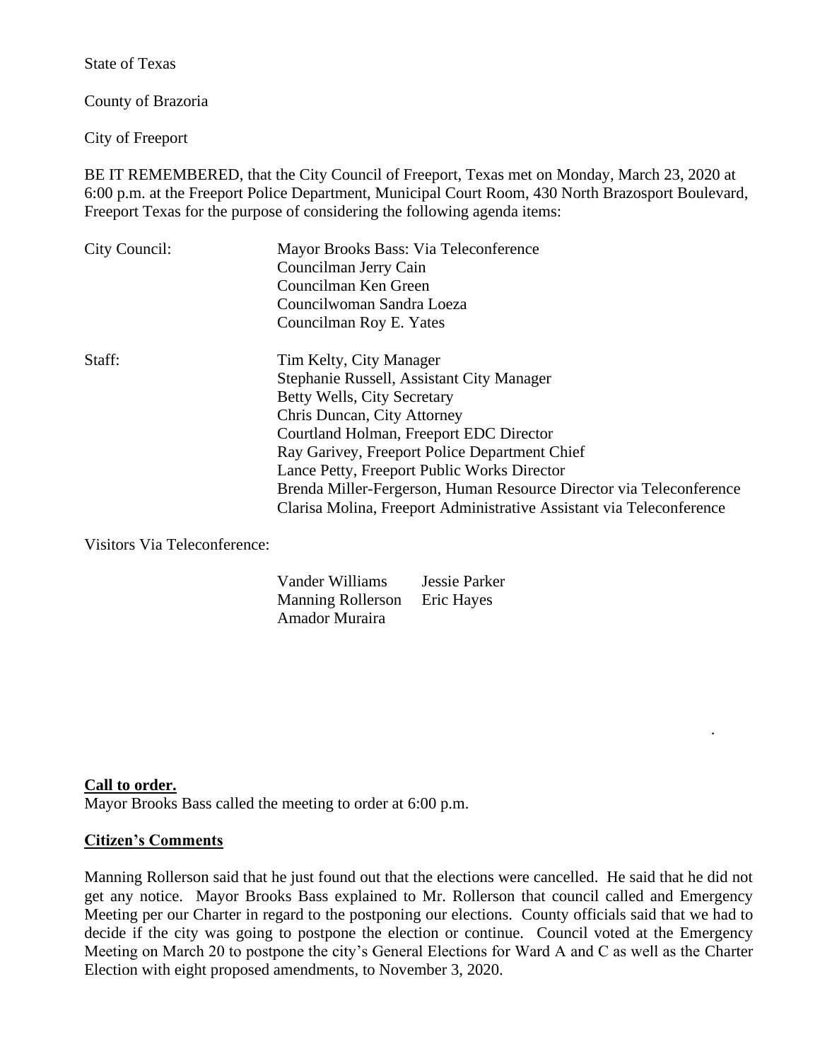State of Texas

County of Brazoria

City of Freeport

BE IT REMEMBERED, that the City Council of Freeport, Texas met on Monday, March 23, 2020 at 6:00 p.m. at the Freeport Police Department, Municipal Court Room, 430 North Brazosport Boulevard, Freeport Texas for the purpose of considering the following agenda items:

City Council: Mayor Brooks Bass: Via Teleconference
Councilman Jerry Cain
Councilman Ken Green
Councilwoman Sandra Loeza
Councilman Roy E. Yates

Staff: Tim Kelty, City Manager
Stephanie Russell, Assistant City Manager
Betty Wells, City Secretary
Chris Duncan, City Attorney
Courtland Holman, Freeport EDC Director
Ray Garivey, Freeport Police Department Chief
Lance Petty, Freeport Public Works Director
Brenda Miller-Fergerson, Human Resource Director via Teleconference
Clarisa Molina, Freeport Administrative Assistant via Teleconference

Visitors Via Teleconference:

Vander Williams Jessie Parker
Manning Rollerson Eric Hayes
Amador Muraira

.

**Call to order.**

Mayor Brooks Bass called the meeting to order at 6:00 p.m.

**Citizen's Comments**

Manning Rollerson said that he just found out that the elections were cancelled. He said that he did not get any notice. Mayor Brooks Bass explained to Mr. Rollerson that council called and Emergency Meeting per our Charter in regard to the postponing our elections. County officials said that we had to decide if the city was going to postpone the election or continue. Council voted at the Emergency Meeting on March 20 to postpone the city's General Elections for Ward A and C as well as the Charter Election with eight proposed amendments, to November 3, 2020.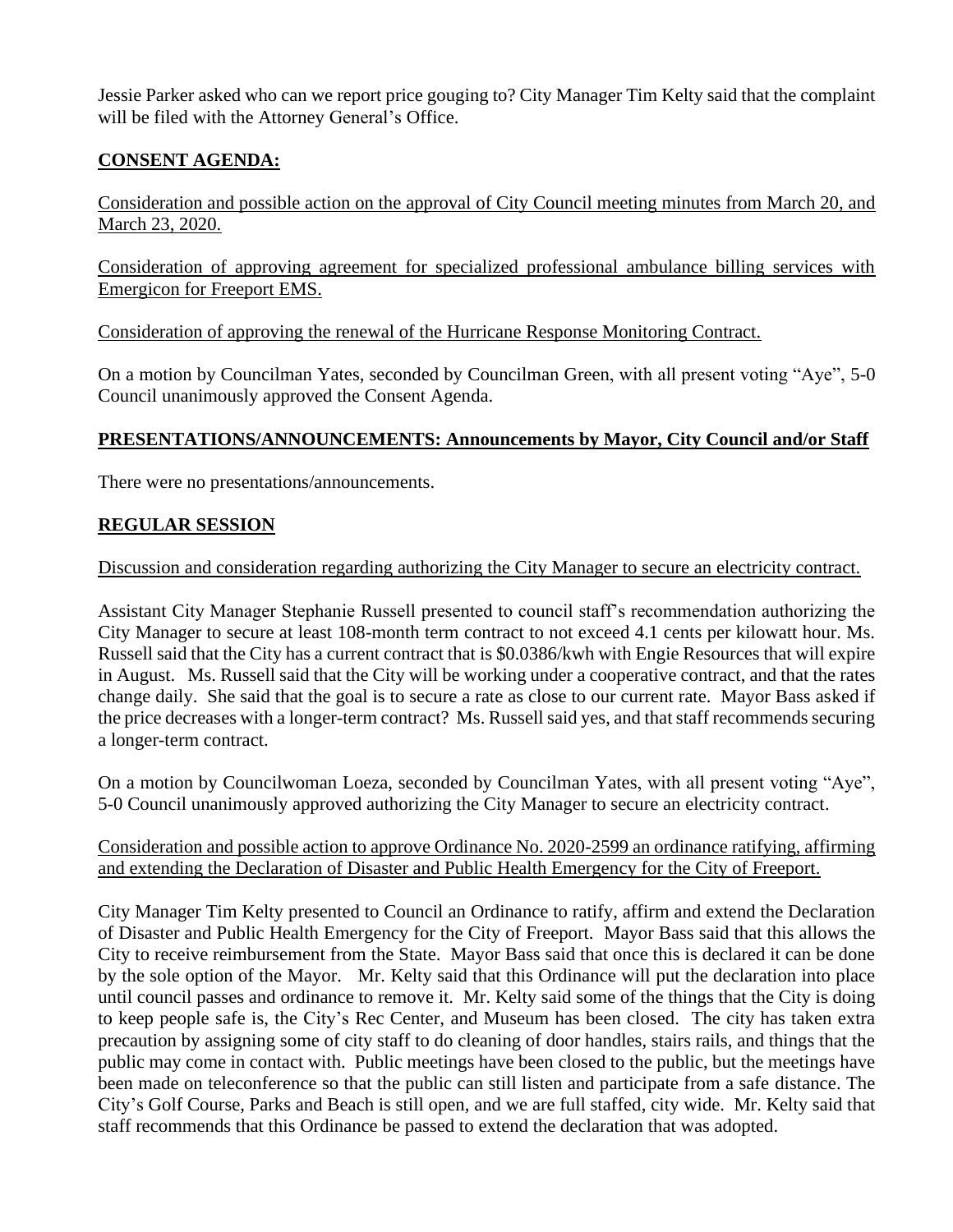Jessie Parker asked who can we report price gouging to? City Manager Tim Kelty said that the complaint will be filed with the Attorney General's Office.

## CONSENT AGENDA:

Consideration and possible action on the approval of City Council meeting minutes from March 20, and March 23, 2020.

Consideration of approving agreement for specialized professional ambulance billing services with Emergicon for Freeport EMS.

Consideration of approving the renewal of the Hurricane Response Monitoring Contract.

On a motion by Councilman Yates, seconded by Councilman Green, with all present voting "Aye", 5-0 Council unanimously approved the Consent Agenda.

## PRESENTATIONS/ANNOUNCEMENTS: Announcements by Mayor, City Council and/or Staff

There were no presentations/announcements.

## REGULAR SESSION

Discussion and consideration regarding authorizing the City Manager to secure an electricity contract.

Assistant City Manager Stephanie Russell presented to council staff's recommendation authorizing the City Manager to secure at least 108-month term contract to not exceed 4.1 cents per kilowatt hour. Ms. Russell said that the City has a current contract that is $0.0386/kwh with Engie Resources that will expire in August. Ms. Russell said that the City will be working under a cooperative contract, and that the rates change daily. She said that the goal is to secure a rate as close to our current rate. Mayor Bass asked if the price decreases with a longer-term contract? Ms. Russell said yes, and that staff recommends securing a longer-term contract.

On a motion by Councilwoman Loeza, seconded by Councilman Yates, with all present voting "Aye", 5-0 Council unanimously approved authorizing the City Manager to secure an electricity contract.

Consideration and possible action to approve Ordinance No. 2020-2599 an ordinance ratifying, affirming and extending the Declaration of Disaster and Public Health Emergency for the City of Freeport.

City Manager Tim Kelty presented to Council an Ordinance to ratify, affirm and extend the Declaration of Disaster and Public Health Emergency for the City of Freeport. Mayor Bass said that this allows the City to receive reimbursement from the State. Mayor Bass said that once this is declared it can be done by the sole option of the Mayor. Mr. Kelty said that this Ordinance will put the declaration into place until council passes and ordinance to remove it. Mr. Kelty said some of the things that the City is doing to keep people safe is, the City's Rec Center, and Museum has been closed. The city has taken extra precaution by assigning some of city staff to do cleaning of door handles, stairs rails, and things that the public may come in contact with. Public meetings have been closed to the public, but the meetings have been made on teleconference so that the public can still listen and participate from a safe distance. The City's Golf Course, Parks and Beach is still open, and we are full staffed, city wide. Mr. Kelty said that staff recommends that this Ordinance be passed to extend the declaration that was adopted.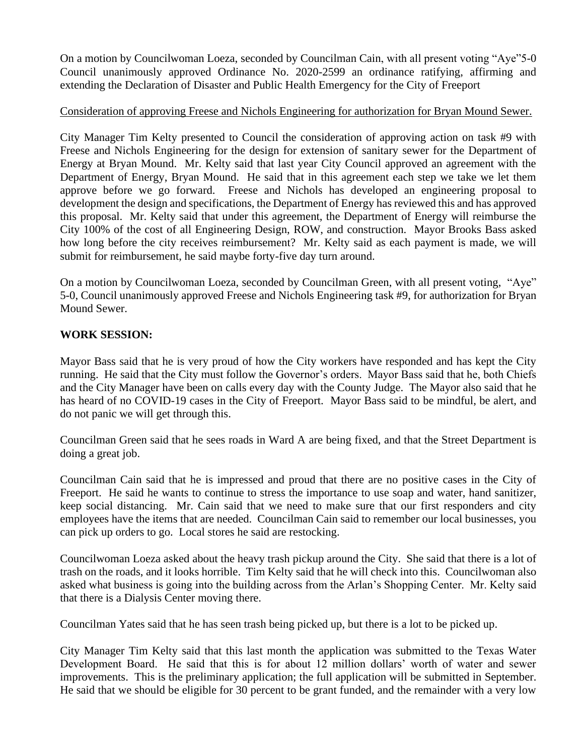On a motion by Councilwoman Loeza, seconded by Councilman Cain, with all present voting "Aye"5-0 Council unanimously approved Ordinance No. 2020-2599 an ordinance ratifying, affirming and extending the Declaration of Disaster and Public Health Emergency for the City of Freeport

<u>Consideration of approving Freese and Nichols Engineering for authorization for Bryan Mound Sewer.</u>

City Manager Tim Kelty presented to Council the consideration of approving action on task #9 with Freese and Nichols Engineering for the design for extension of sanitary sewer for the Department of Energy at Bryan Mound. Mr. Kelty said that last year City Council approved an agreement with the Department of Energy, Bryan Mound. He said that in this agreement each step we take we let them approve before we go forward. Freese and Nichols has developed an engineering proposal to development the design and specifications, the Department of Energy has reviewed this and has approved this proposal. Mr. Kelty said that under this agreement, the Department of Energy will reimburse the City 100% of the cost of all Engineering Design, ROW, and construction. Mayor Brooks Bass asked how long before the city receives reimbursement? Mr. Kelty said as each payment is made, we will submit for reimbursement, he said maybe forty-five day turn around.

On a motion by Councilwoman Loeza, seconded by Councilman Green, with all present voting, "Aye" 5-0, Council unanimously approved Freese and Nichols Engineering task #9, for authorization for Bryan Mound Sewer.

**WORK SESSION:**

Mayor Bass said that he is very proud of how the City workers have responded and has kept the City running. He said that the City must follow the Governor's orders. Mayor Bass said that he, both Chiefs and the City Manager have been on calls every day with the County Judge. The Mayor also said that he has heard of no COVID-19 cases in the City of Freeport. Mayor Bass said to be mindful, be alert, and do not panic we will get through this.

Councilman Green said that he sees roads in Ward A are being fixed, and that the Street Department is doing a great job.

Councilman Cain said that he is impressed and proud that there are no positive cases in the City of Freeport. He said he wants to continue to stress the importance to use soap and water, hand sanitizer, keep social distancing. Mr. Cain said that we need to make sure that our first responders and city employees have the items that are needed. Councilman Cain said to remember our local businesses, you can pick up orders to go. Local stores he said are restocking.

Councilwoman Loeza asked about the heavy trash pickup around the City. She said that there is a lot of trash on the roads, and it looks horrible. Tim Kelty said that he will check into this. Councilwoman also asked what business is going into the building across from the Arlan's Shopping Center. Mr. Kelty said that there is a Dialysis Center moving there.

Councilman Yates said that he has seen trash being picked up, but there is a lot to be picked up.

City Manager Tim Kelty said that this last month the application was submitted to the Texas Water Development Board. He said that this is for about 12 million dollars' worth of water and sewer improvements. This is the preliminary application; the full application will be submitted in September. He said that we should be eligible for 30 percent to be grant funded, and the remainder with a very low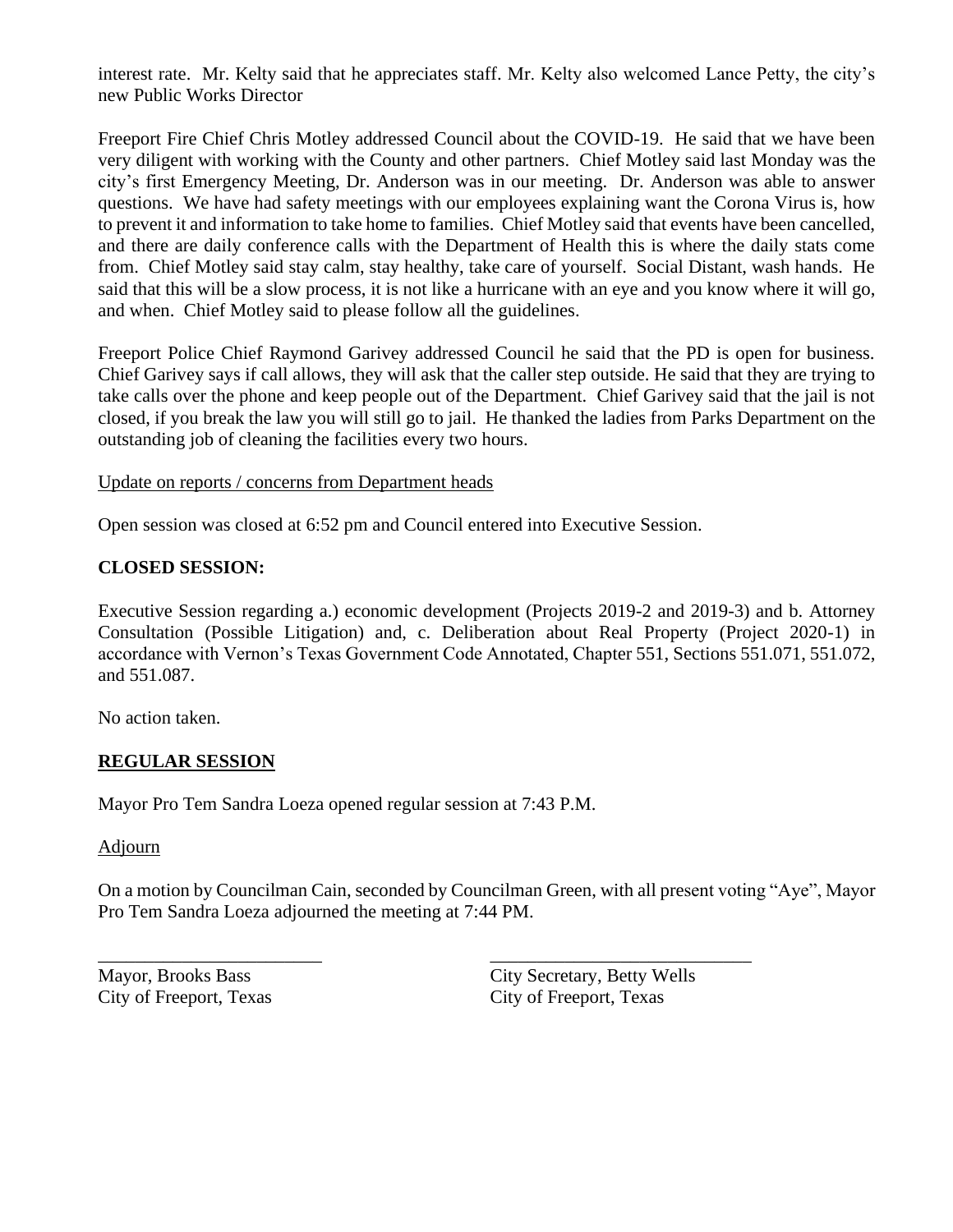interest rate. Mr. Kelty said that he appreciates staff. Mr. Kelty also welcomed Lance Petty, the city's new Public Works Director

Freeport Fire Chief Chris Motley addressed Council about the COVID-19. He said that we have been very diligent with working with the County and other partners. Chief Motley said last Monday was the city's first Emergency Meeting, Dr. Anderson was in our meeting. Dr. Anderson was able to answer questions. We have had safety meetings with our employees explaining want the Corona Virus is, how to prevent it and information to take home to families. Chief Motley said that events have been cancelled, and there are daily conference calls with the Department of Health this is where the daily stats come from. Chief Motley said stay calm, stay healthy, take care of yourself. Social Distant, wash hands. He said that this will be a slow process, it is not like a hurricane with an eye and you know where it will go, and when. Chief Motley said to please follow all the guidelines.

Freeport Police Chief Raymond Garivey addressed Council he said that the PD is open for business. Chief Garivey says if call allows, they will ask that the caller step outside. He said that they are trying to take calls over the phone and keep people out of the Department. Chief Garivey said that the jail is not closed, if you break the law you will still go to jail. He thanked the ladies from Parks Department on the outstanding job of cleaning the facilities every two hours.

Update on reports / concerns from Department heads

Open session was closed at 6:52 pm and Council entered into Executive Session.

**CLOSED SESSION:**

Executive Session regarding a.) economic development (Projects 2019-2 and 2019-3) and b. Attorney Consultation (Possible Litigation) and, c. Deliberation about Real Property (Project 2020-1) in accordance with Vernon's Texas Government Code Annotated, Chapter 551, Sections 551.071, 551.072, and 551.087.

No action taken.

## REGULAR SESSION

Mayor Pro Tem Sandra Loeza opened regular session at 7:43 P.M.

Adjourn

On a motion by Councilman Cain, seconded by Councilman Green, with all present voting "Aye", Mayor Pro Tem Sandra Loeza adjourned the meeting at 7:44 PM.

\_\_\_\_\_\_\_\_\_\_\_\_\_\_\_\_\_\_\_\_\_\_\_\_
Mayor, Brooks Bass
City of Freeport, Texas

\_\_\_\_\_\_\_\_\_\_\_\_\_\_\_\_\_\_\_\_\_\_\_\_
City Secretary, Betty Wells
City of Freeport, Texas